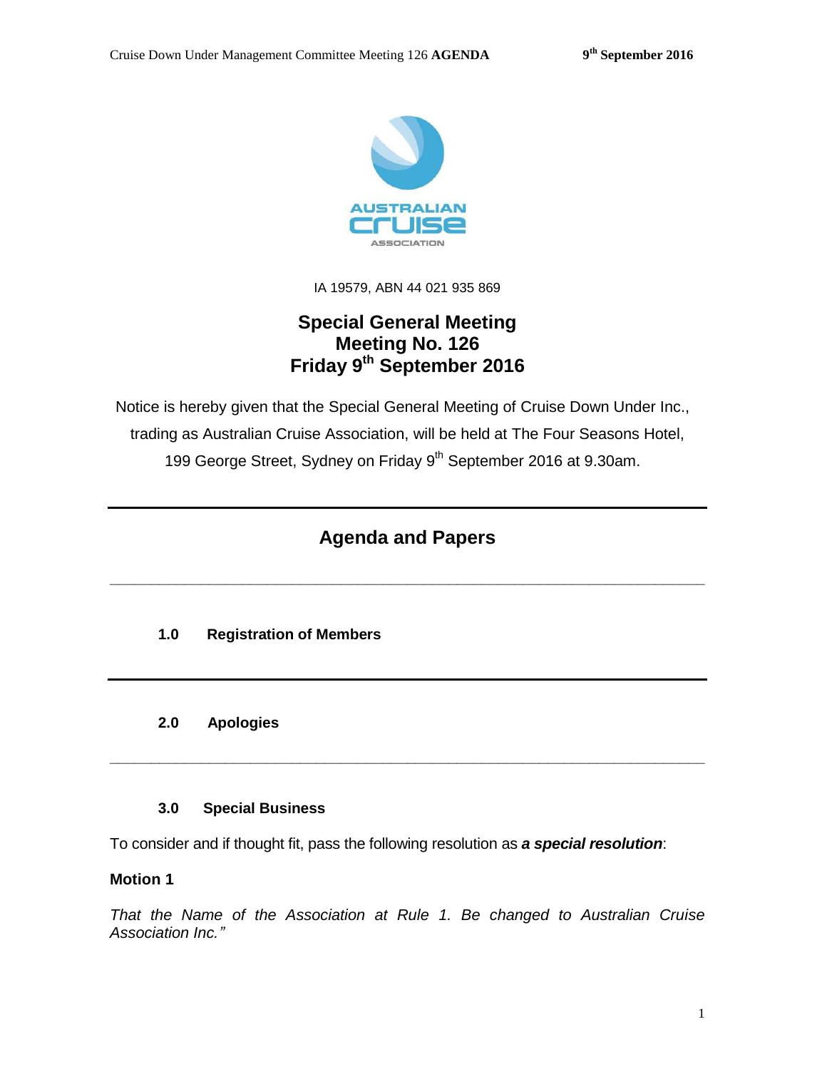IA 19579, ABN 44 021 935 869

# Special General Meeting
# Meeting No. 126
# Friday 9th September 2016

Notice is hereby given that the Special General Meeting of Cruise Down Under Inc., trading as Australian Cruise Association, will be held at The Four Seasons Hotel, 199 George Street, Sydney on Friday 9th September 2016 at 9.30am.

---

## Agenda and Papers

---

### 1.0 Registration of Members

---

### 2.0 Apologies

---

### 3.0 Special Business

To consider and if thought fit, pass the following resolution as ***a special resolution***:

**Motion 1**

*That the Name of the Association at Rule 1. Be changed to Australian Cruise Association Inc."*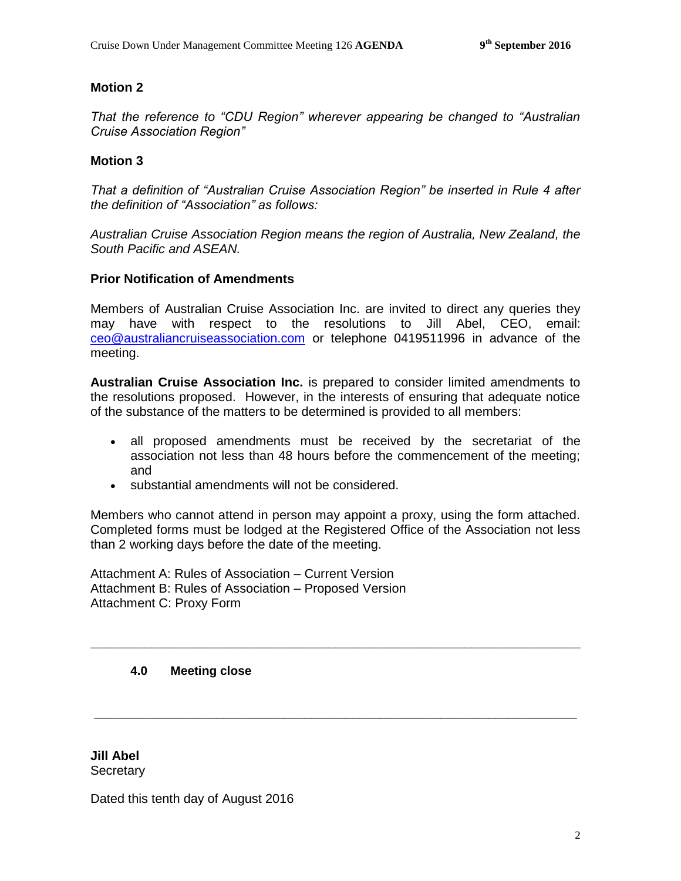**Motion 2**

*That the reference to "CDU Region" wherever appearing be changed to "Australian Cruise Association Region"*

**Motion 3**

*That a definition of "Australian Cruise Association Region" be inserted in Rule 4 after the definition of "Association" as follows:*

*Australian Cruise Association Region means the region of Australia, New Zealand, the South Pacific and ASEAN.*

**Prior Notification of Amendments**

Members of Australian Cruise Association Inc. are invited to direct any queries they may have with respect to the resolutions to Jill Abel, CEO, email: ceo@australiancruiseassociation.com or telephone 0419511996 in advance of the meeting.

**Australian Cruise Association Inc.** is prepared to consider limited amendments to the resolutions proposed. However, in the interests of ensuring that adequate notice of the substance of the matters to be determined is provided to all members:

- all proposed amendments must be received by the secretariat of the association not less than 48 hours before the commencement of the meeting; and
- substantial amendments will not be considered.

Members who cannot attend in person may appoint a proxy, using the form attached. Completed forms must be lodged at the Registered Office of the Association not less than 2 working days before the date of the meeting.

Attachment A: Rules of Association – Current Version
Attachment B: Rules of Association – Proposed Version
Attachment C: Proxy Form

---

**4.0 Meeting close**

---

**Jill Abel**
Secretary

Dated this tenth day of August 2016